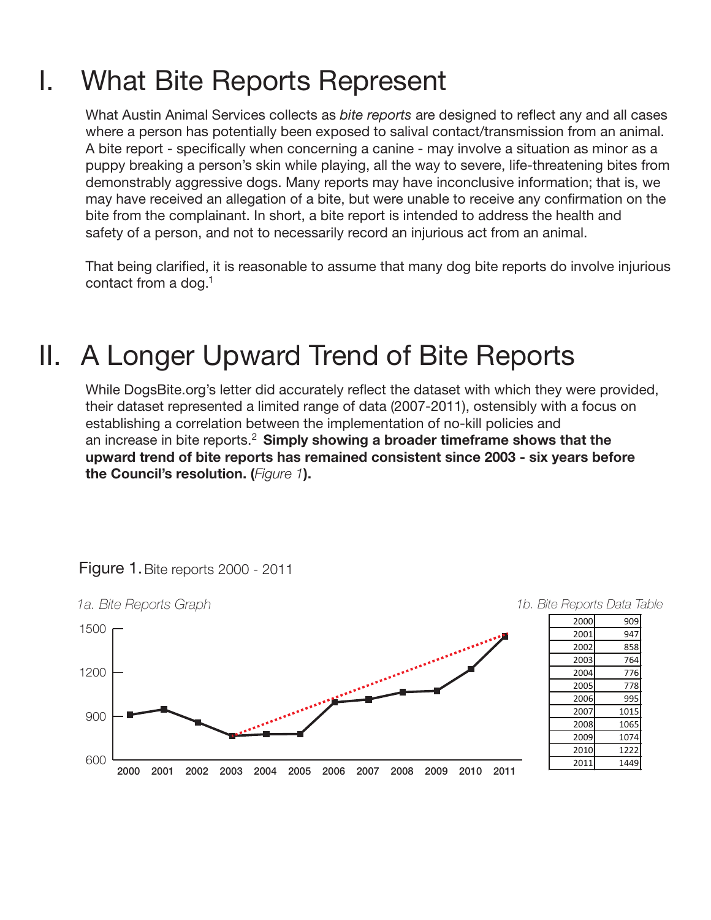# I. What Bite Reports Represent

What Austin Animal Services collects as *bite reports* are designed to reflect any and all cases where a person has potentially been exposed to salival contact/transmission from an animal. A bite report - specifically when concerning a canine - may involve a situation as minor as a puppy breaking a person's skin while playing, all the way to severe, life-threatening bites from demonstrably aggressive dogs. Many reports may have inconclusive information; that is, we may have received an allegation of a bite, but were unable to receive any confirmation on the bite from the complainant. In short, a bite report is intended to address the health and safety of a person, and not to necessarily record an injurious act from an animal.

That being clarified, it is reasonable to assume that many dog bite reports do involve injurious contact from a dog.[1]

# II. A Longer Upward Trend of Bite Reports

While DogsBite.org's letter did accurately reflect the dataset with which they were provided, their dataset represented a limited range of data (2007-2011), ostensibly with a focus on establishing a correlation between the implementation of no-kill policies and an increase in bite reports.[2] **Simply showing a broader timeframe shows that the upward trend of bite reports has remained consistent since 2003 - six years before the Council's resolution. (*Figure 1*).**

Figure 1. Bite reports 2000 - 2011

*1a. Bite Reports Graph*

*1b. Bite Reports Data Table*

| Year | Bite Reports |
|---|---|
| 2000 | 909 |
| 2001 | 947 |
| 2002 | 858 |
| 2003 | 764 |
| 2004 | 776 |
| 2005 | 778 |
| 2006 | 995 |
| 2007 | 1015 |
| 2008 | 1065 |
| 2009 | 1074 |
| 2010 | 1222 |
| 2011 | 1449 |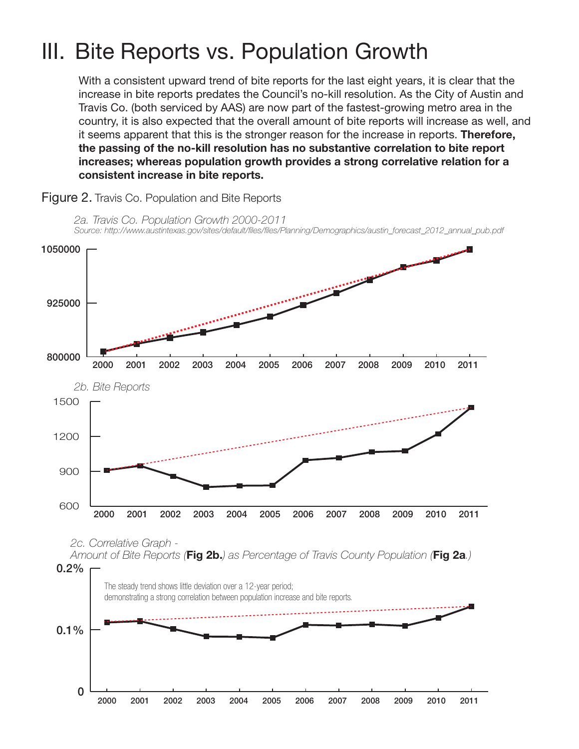# III. Bite Reports vs. Population Growth

With a consistent upward trend of bite reports for the last eight years, it is clear that the increase in bite reports predates the Council's no-kill resolution. As the City of Austin and Travis Co. (both serviced by AAS) are now part of the fastest-growing metro area in the country, it is also expected that the overall amount of bite reports will increase as well, and it seems apparent that this is the stronger reason for the increase in reports. **Therefore, the passing of the no-kill resolution has no substantive correlation to bite report increases; whereas population growth provides a strong correlative relation for a consistent increase in bite reports.**

Figure 2. Travis Co. Population and Bite Reports

*2a. Travis Co. Population Growth 2000-2011*
*Source: http://www.austintexas.gov/sites/default/files/files/Planning/Demographics/austin_forecast_2012_annual_pub.pdf*

*2b. Bite Reports*

*2c. Correlative Graph -*
*Amount of Bite Reports (**Fig 2b.**) as Percentage of Travis County Population (**Fig 2a**.)*

The steady trend shows little deviation over a 12-year period; demonstrating a strong correlation between population increase and bite reports.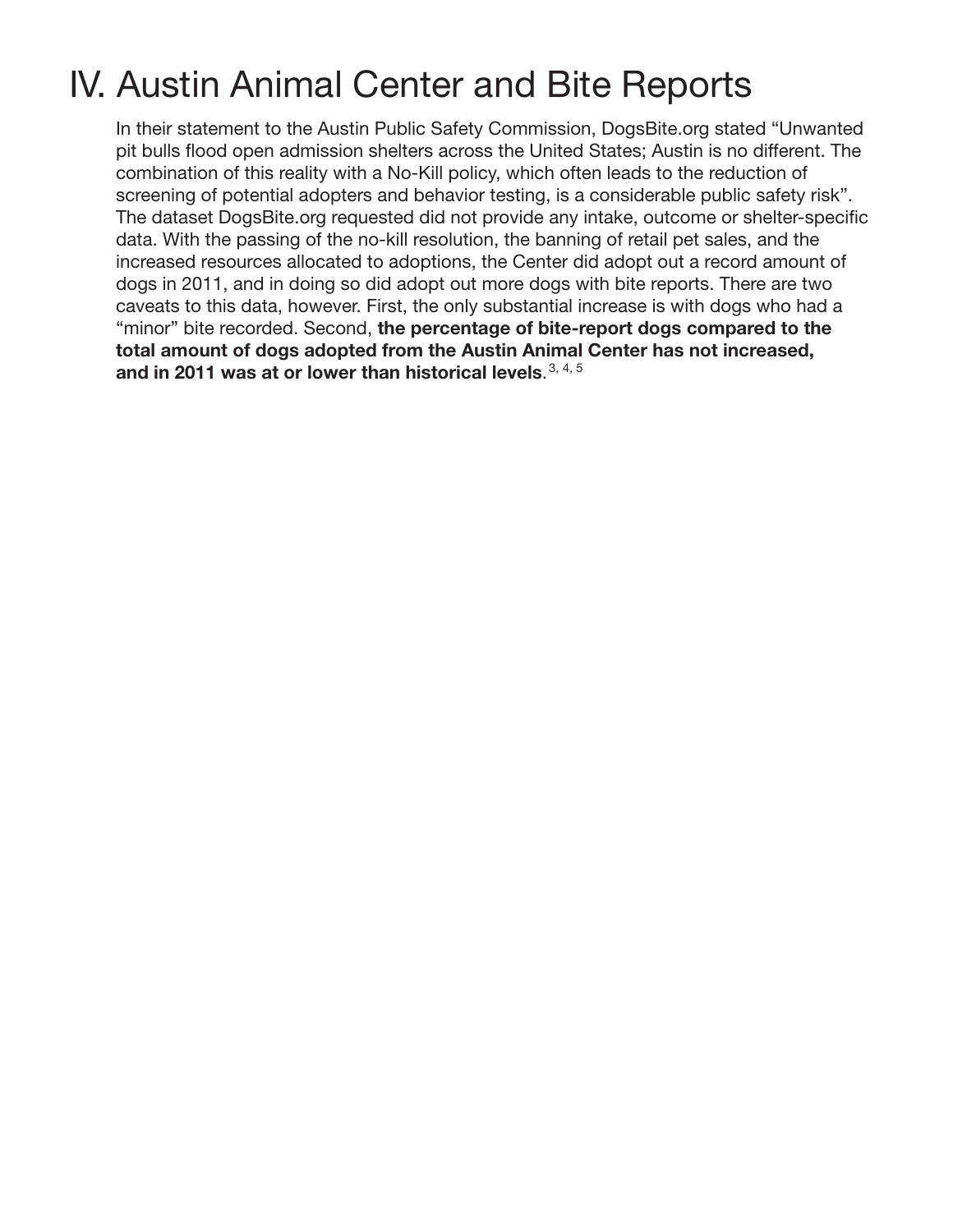# IV. Austin Animal Center and Bite Reports

In their statement to the Austin Public Safety Commission, DogsBite.org stated "Unwanted pit bulls flood open admission shelters across the United States; Austin is no different. The combination of this reality with a No-Kill policy, which often leads to the reduction of screening of potential adopters and behavior testing, is a considerable public safety risk". The dataset DogsBite.org requested did not provide any intake, outcome or shelter-specific data. With the passing of the no-kill resolution, the banning of retail pet sales, and the increased resources allocated to adoptions, the Center did adopt out a record amount of dogs in 2011, and in doing so did adopt out more dogs with bite reports. There are two caveats to this data, however. First, the only substantial increase is with dogs who had a "minor" bite recorded. Second, **the percentage of bite-report dogs compared to the total amount of dogs adopted from the Austin Animal Center has not increased, and in 2011 was at or lower than historical levels**. [3, 4, 5]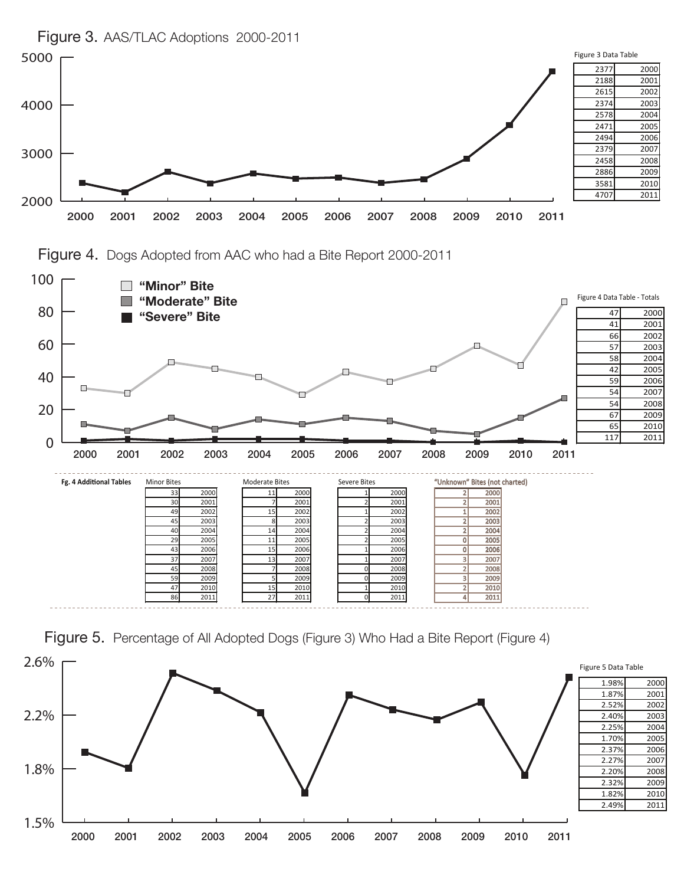Figure 3. AAS/TLAC Adoptions 2000-2011

Figure 3 Data Table

| | |
|---|---|
| 2377 | 2000 |
| 2188 | 2001 |
| 2615 | 2002 |
| 2374 | 2003 |
| 2578 | 2004 |
| 2471 | 2005 |
| 2494 | 2006 |
| 2379 | 2007 |
| 2458 | 2008 |
| 2886 | 2009 |
| 3581 | 2010 |
| 4707 | 2011 |

Figure 4. Dogs Adopted from AAC who had a Bite Report 2000-2011

"Minor" Bite
"Moderate" Bite
"Severe" Bite

Figure 4 Data Table - Totals

| | |
|---|---|
| 47 | 2000 |
| 41 | 2001 |
| 66 | 2002 |
| 57 | 2003 |
| 58 | 2004 |
| 42 | 2005 |
| 59 | 2006 |
| 54 | 2007 |
| 54 | 2008 |
| 67 | 2009 |
| 65 | 2010 |
| 117 | 2011 |

**Fg. 4 Additional Tables**

Minor Bites

| | |
|---|---|
| 33 | 2000 |
| 30 | 2001 |
| 49 | 2002 |
| 45 | 2003 |
| 40 | 2004 |
| 29 | 2005 |
| 43 | 2006 |
| 37 | 2007 |
| 45 | 2008 |
| 59 | 2009 |
| 47 | 2010 |
| 86 | 2011 |

Moderate Bites

| | |
|---|---|
| 11 | 2000 |
| 7 | 2001 |
| 15 | 2002 |
| 8 | 2003 |
| 14 | 2004 |
| 11 | 2005 |
| 15 | 2006 |
| 13 | 2007 |
| 7 | 2008 |
| 5 | 2009 |
| 15 | 2010 |
| 27 | 2011 |

Severe Bites

| | |
|---|---|
| 1 | 2000 |
| 2 | 2001 |
| 1 | 2002 |
| 2 | 2003 |
| 2 | 2004 |
| 2 | 2005 |
| 1 | 2006 |
| 1 | 2007 |
| 0 | 2008 |
| 0 | 2009 |
| 1 | 2010 |
| 0 | 2011 |

"Unknown" Bites (not charted)

| | |
|---|---|
| 2 | 2000 |
| 2 | 2001 |
| 1 | 2002 |
| 2 | 2003 |
| 2 | 2004 |
| 0 | 2005 |
| 0 | 2006 |
| 3 | 2007 |
| 2 | 2008 |
| 3 | 2009 |
| 2 | 2010 |
| 4 | 2011 |

Figure 5. Percentage of All Adopted Dogs (Figure 3) Who Had a Bite Report (Figure 4)

Figure 5 Data Table

| | |
|---|---|
| 1.98% | 2000 |
| 1.87% | 2001 |
| 2.52% | 2002 |
| 2.40% | 2003 |
| 2.25% | 2004 |
| 1.70% | 2005 |
| 2.37% | 2006 |
| 2.27% | 2007 |
| 2.20% | 2008 |
| 2.32% | 2009 |
| 1.82% | 2010 |
| 2.49% | 2011 |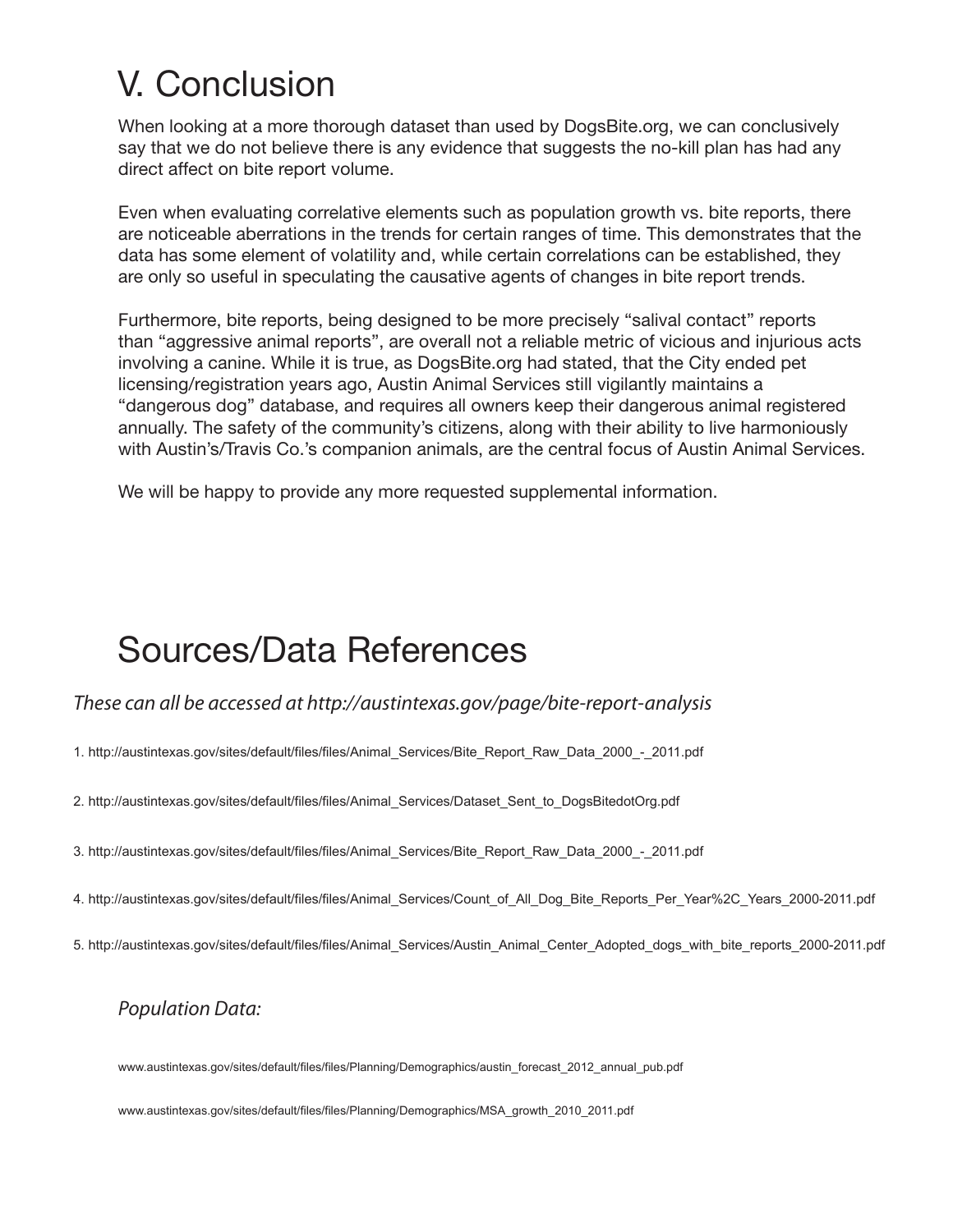# V. Conclusion

When looking at a more thorough dataset than used by DogsBite.org, we can conclusively say that we do not believe there is any evidence that suggests the no-kill plan has had any direct affect on bite report volume.

Even when evaluating correlative elements such as population growth vs. bite reports, there are noticeable aberrations in the trends for certain ranges of time. This demonstrates that the data has some element of volatility and, while certain correlations can be established, they are only so useful in speculating the causative agents of changes in bite report trends.

Furthermore, bite reports, being designed to be more precisely "salival contact" reports than "aggressive animal reports", are overall not a reliable metric of vicious and injurious acts involving a canine. While it is true, as DogsBite.org had stated, that the City ended pet licensing/registration years ago, Austin Animal Services still vigilantly maintains a "dangerous dog" database, and requires all owners keep their dangerous animal registered annually. The safety of the community's citizens, along with their ability to live harmoniously with Austin's/Travis Co.'s companion animals, are the central focus of Austin Animal Services.

We will be happy to provide any more requested supplemental information.

# Sources/Data References

*These can all be accessed at http://austintexas.gov/page/bite-report-analysis*

1. http://austintexas.gov/sites/default/files/files/Animal_Services/Bite_Report_Raw_Data_2000_-_2011.pdf
2. http://austintexas.gov/sites/default/files/files/Animal_Services/Dataset_Sent_to_DogsBitedotOrg.pdf
3. http://austintexas.gov/sites/default/files/files/Animal_Services/Bite_Report_Raw_Data_2000_-_2011.pdf
4. http://austintexas.gov/sites/default/files/files/Animal_Services/Count_of_All_Dog_Bite_Reports_Per_Year%2C_Years_2000-2011.pdf
5. http://austintexas.gov/sites/default/files/files/Animal_Services/Austin_Animal_Center_Adopted_dogs_with_bite_reports_2000-2011.pdf

*Population Data:*

www.austintexas.gov/sites/default/files/files/Planning/Demographics/austin_forecast_2012_annual_pub.pdf

www.austintexas.gov/sites/default/files/files/Planning/Demographics/MSA_growth_2010_2011.pdf